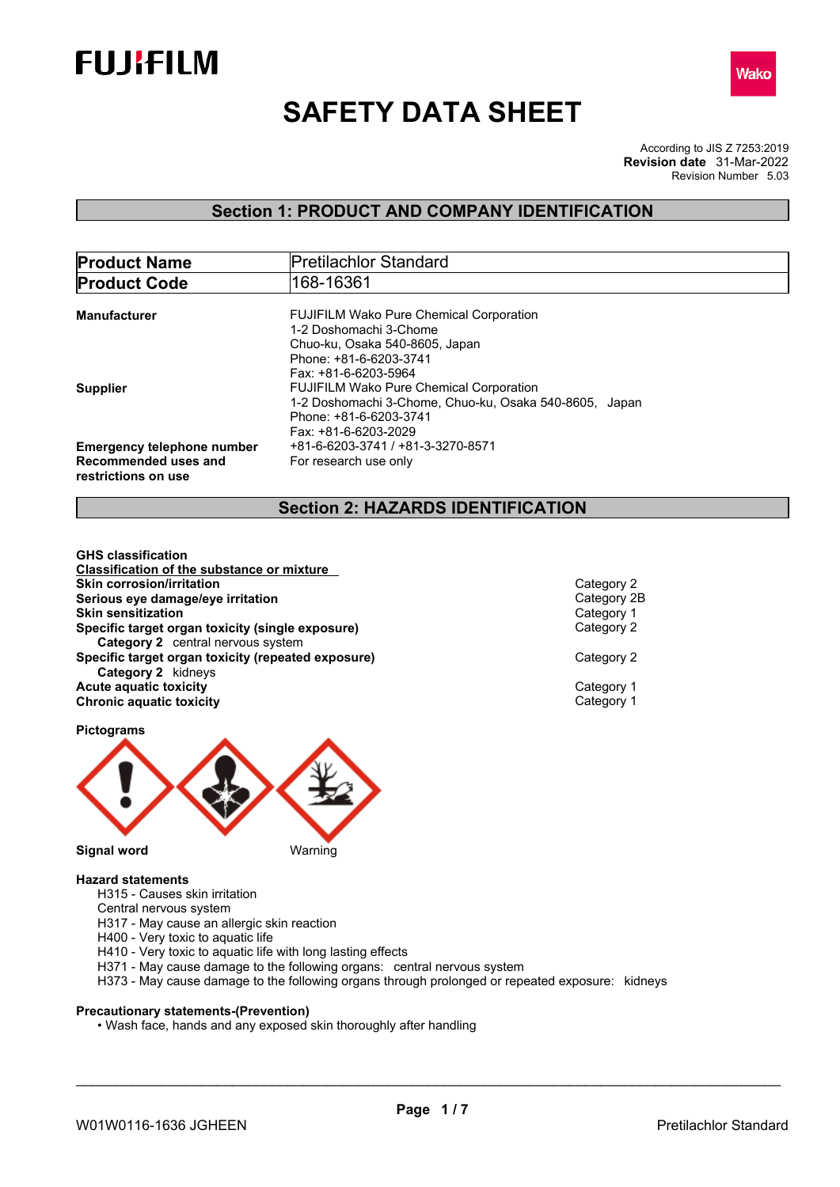# SAFETY DATA SHEET

According to JIS Z 7253:2019
**Revision date** 31-Mar-2022
Revision Number 5.03

## Section 1: PRODUCT AND COMPANY IDENTIFICATION

| **Product Name** | Pretilachlor Standard |
|---|---|
| **Product Code** | 168-16361 |

**Manufacturer**
FUJIFILM Wako Pure Chemical Corporation
1-2 Doshomachi 3-Chome
Chuo-ku, Osaka 540-8605, Japan
Phone: +81-6-6203-3741
Fax: +81-6-6203-5964

**Supplier**
FUJIFILM Wako Pure Chemical Corporation
1-2 Doshomachi 3-Chome, Chuo-ku, Osaka 540-8605, Japan
Phone: +81-6-6203-3741
Fax: +81-6-6203-2029

**Emergency telephone number** +81-6-6203-3741 / +81-3-3270-8571

**Recommended uses and restrictions on use** For research use only

## Section 2: HAZARDS IDENTIFICATION

**GHS classification**

**Classification of the substance or mixture**

| | |
|---|---|
| **Skin corrosion/irritation** | Category 2 |
| **Serious eye damage/eye irritation** | Category 2B |
| **Skin sensitization** | Category 1 |
| **Specific target organ toxicity (single exposure)** | Category 2 |
| **Category 2** central nervous system | |
| **Specific target organ toxicity (repeated exposure)** | Category 2 |
| **Category 2** kidneys | |
| **Acute aquatic toxicity** | Category 1 |
| **Chronic aquatic toxicity** | Category 1 |

**Pictograms**

**Signal word** Warning

**Hazard statements**

H315 - Causes skin irritation
Central nervous system
H317 - May cause an allergic skin reaction
H400 - Very toxic to aquatic life
H410 - Very toxic to aquatic life with long lasting effects
H371 - May cause damage to the following organs: central nervous system
H373 - May cause damage to the following organs through prolonged or repeated exposure: kidneys

**Precautionary statements-(Prevention)**

- Wash face, hands and any exposed skin thoroughly after handling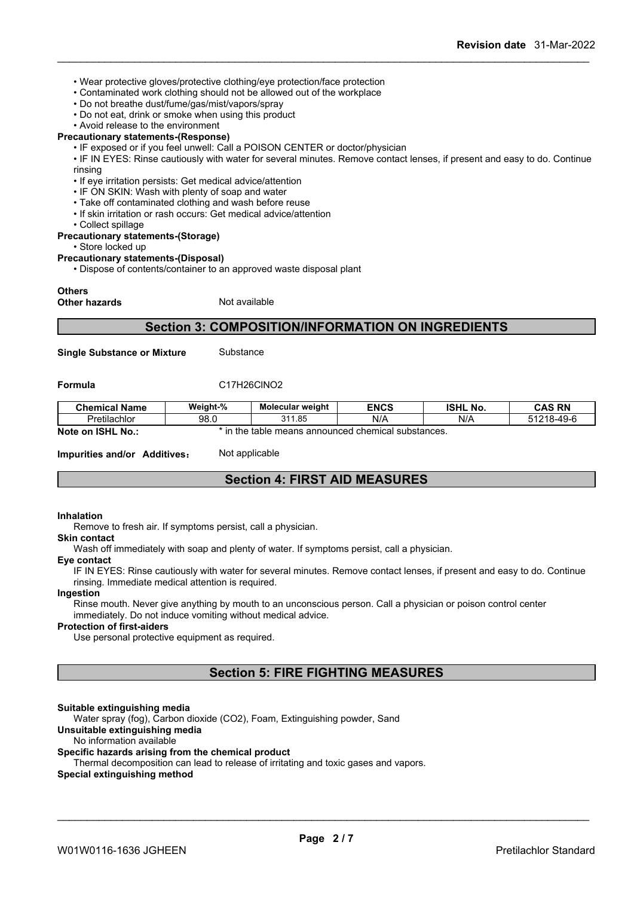- Wear protective gloves/protective clothing/eye protection/face protection
- Contaminated work clothing should not be allowed out of the workplace
- Do not breathe dust/fume/gas/mist/vapors/spray
- Do not eat, drink or smoke when using this product
- Avoid release to the environment

**Precautionary statements-(Response)**

- IF exposed or if you feel unwell: Call a POISON CENTER or doctor/physician
- IF IN EYES: Rinse cautiously with water for several minutes. Remove contact lenses, if present and easy to do. Continue rinsing
- If eye irritation persists: Get medical advice/attention
- IF ON SKIN: Wash with plenty of soap and water
- Take off contaminated clothing and wash before reuse
- If skin irritation or rash occurs: Get medical advice/attention
- Collect spillage

**Precautionary statements-(Storage)**

- Store locked up

**Precautionary statements-(Disposal)**

- Dispose of contents/container to an approved waste disposal plant

**Others**

**Other hazards** Not available

## Section 3: COMPOSITION/INFORMATION ON INGREDIENTS

**Single Substance or Mixture** Substance

**Formula** C17H26ClNO2

| Chemical Name | Weight-% | Molecular weight | ENCS | ISHL No. | CAS RN |
|---|---|---|---|---|---|
| Pretilachlor | 98.0 | 311.85 | N/A | N/A | 51218-49-6 |

**Note on ISHL No.:** * in the table means announced chemical substances.

**Impurities and/or Additives:** Not applicable

## Section 4: FIRST AID MEASURES

**Inhalation**

Remove to fresh air. If symptoms persist, call a physician.

**Skin contact**

Wash off immediately with soap and plenty of water. If symptoms persist, call a physician.

**Eye contact**

IF IN EYES: Rinse cautiously with water for several minutes. Remove contact lenses, if present and easy to do. Continue rinsing. Immediate medical attention is required.

**Ingestion**

Rinse mouth. Never give anything by mouth to an unconscious person. Call a physician or poison control center immediately. Do not induce vomiting without medical advice.

**Protection of first-aiders**

Use personal protective equipment as required.

## Section 5: FIRE FIGHTING MEASURES

**Suitable extinguishing media**

Water spray (fog), Carbon dioxide (CO2), Foam, Extinguishing powder, Sand

**Unsuitable extinguishing media**

No information available

**Specific hazards arising from the chemical product**

Thermal decomposition can lead to release of irritating and toxic gases and vapors.

**Special extinguishing method**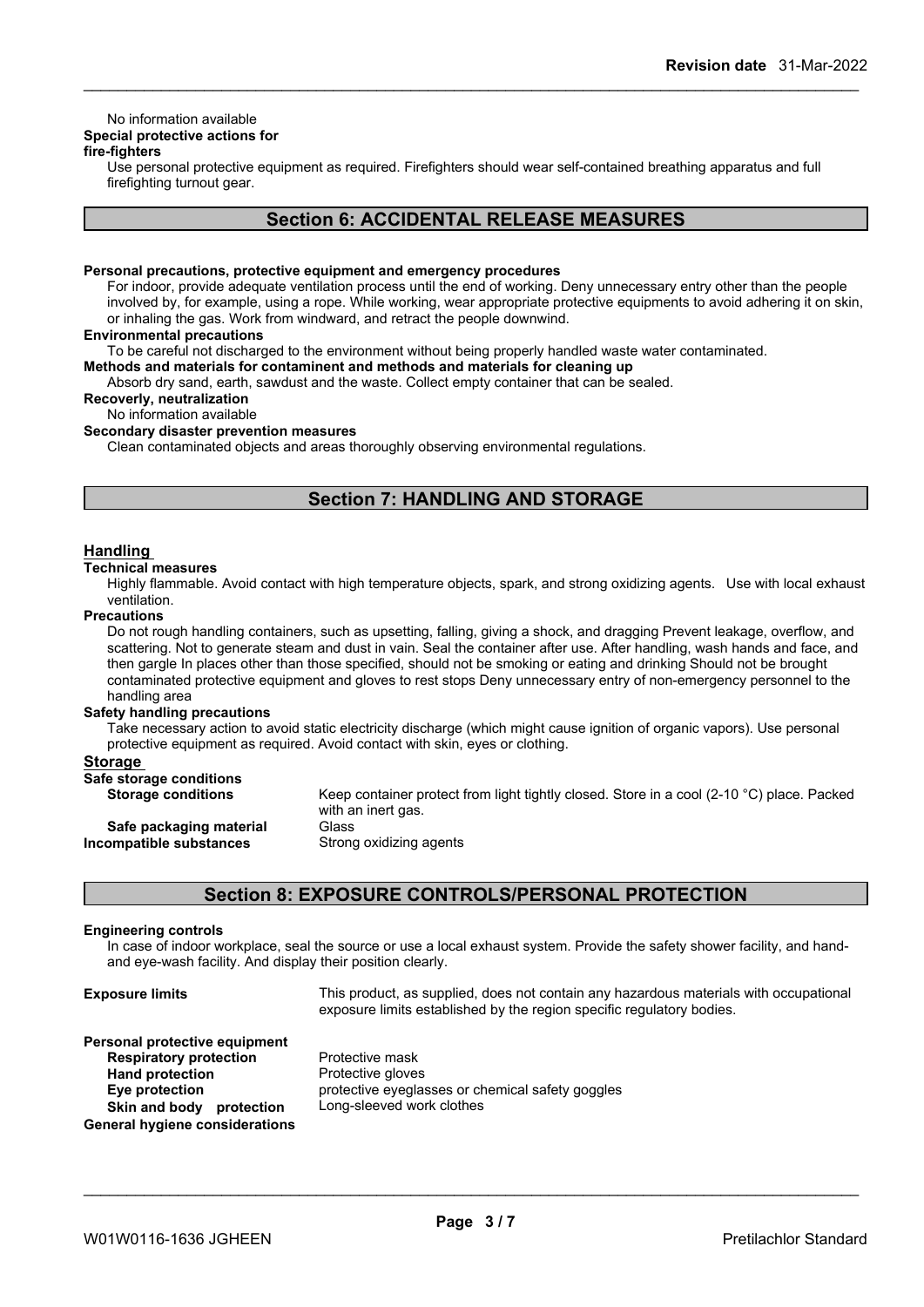No information available

**Special protective actions for fire-fighters**

Use personal protective equipment as required. Firefighters should wear self-contained breathing apparatus and full firefighting turnout gear.

## Section 6: ACCIDENTAL RELEASE MEASURES

**Personal precautions, protective equipment and emergency procedures**

For indoor, provide adequate ventilation process until the end of working. Deny unnecessary entry other than the people involved by, for example, using a rope. While working, wear appropriate protective equipments to avoid adhering it on skin, or inhaling the gas. Work from windward, and retract the people downwind.

**Environmental precautions**

To be careful not discharged to the environment without being properly handled waste water contaminated.

**Methods and materials for contaminent and methods and materials for cleaning up**

Absorb dry sand, earth, sawdust and the waste. Collect empty container that can be sealed.

**Recoverly, neutralization**

No information available

**Secondary disaster prevention measures**

Clean contaminated objects and areas thoroughly observing environmental regulations.

## Section 7: HANDLING AND STORAGE

### Handling

**Technical measures**

Highly flammable. Avoid contact with high temperature objects, spark, and strong oxidizing agents. Use with local exhaust ventilation.

**Precautions**

Do not rough handling containers, such as upsetting, falling, giving a shock, and dragging Prevent leakage, overflow, and scattering. Not to generate steam and dust in vain. Seal the container after use. After handling, wash hands and face, and then gargle In places other than those specified, should not be smoking or eating and drinking Should not be brought contaminated protective equipment and gloves to rest stops Deny unnecessary entry of non-emergency personnel to the handling area

**Safety handling precautions**

Take necessary action to avoid static electricity discharge (which might cause ignition of organic vapors). Use personal protective equipment as required. Avoid contact with skin, eyes or clothing.

### Storage

**Safe storage conditions**

| | |
|---|---|
| **Storage conditions** | Keep container protect from light tightly closed. Store in a cool (2-10 °C) place. Packed with an inert gas. |
| **Safe packaging material** | Glass |
| **Incompatible substances** | Strong oxidizing agents |

## Section 8: EXPOSURE CONTROLS/PERSONAL PROTECTION

**Engineering controls**

In case of indoor workplace, seal the source or use a local exhaust system. Provide the safety shower facility, and hand- and eye-wash facility. And display their position clearly.

| | |
|---|---|
| **Exposure limits** | This product, as supplied, does not contain any hazardous materials with occupational exposure limits established by the region specific regulatory bodies. |

**Personal protective equipment**

| | |
|---|---|
| **Respiratory protection** | Protective mask |
| **Hand protection** | Protective gloves |
| **Eye protection** | protective eyeglasses or chemical safety goggles |
| **Skin and body protection** | Long-sleeved work clothes |

**General hygiene considerations**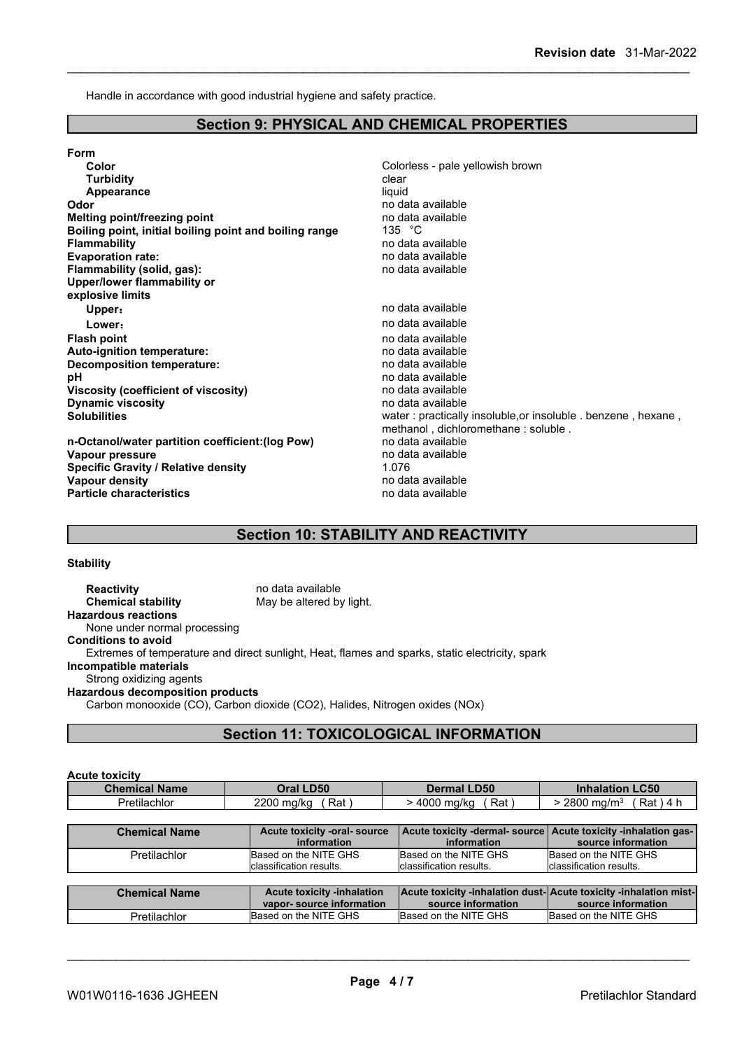Handle in accordance with good industrial hygiene and safety practice.

## Section 9: PHYSICAL AND CHEMICAL PROPERTIES

**Form**

| | |
|---|---|
| **Color** | Colorless - pale yellowish brown |
| **Turbidity** | clear |
| **Appearance** | liquid |
| **Odor** | no data available |
| **Melting point/freezing point** | no data available |
| **Boiling point, initial boiling point and boiling range** | 135 °C |
| **Flammability** | no data available |
| **Evaporation rate:** | no data available |
| **Flammability (solid, gas):** | no data available |
| **Upper/lower flammability or explosive limits** | |
| **Upper:** | no data available |
| **Lower:** | no data available |
| **Flash point** | no data available |
| **Auto-ignition temperature:** | no data available |
| **Decomposition temperature:** | no data available |
| **pH** | no data available |
| **Viscosity (coefficient of viscosity)** | no data available |
| **Dynamic viscosity** | no data available |
| **Solubilities** | water : practically insoluble,or insoluble . benzene , hexane , methanol , dichloromethane : soluble . |
| **n-Octanol/water partition coefficient:(log Pow)** | no data available |
| **Vapour pressure** | no data available |
| **Specific Gravity / Relative density** | 1.076 |
| **Vapour density** | no data available |
| **Particle characteristics** | no data available |

## Section 10: STABILITY AND REACTIVITY

**Stability**

**Reactivity** no data available
**Chemical stability** May be altered by light.

**Hazardous reactions**
None under normal processing

**Conditions to avoid**
Extremes of temperature and direct sunlight, Heat, flames and sparks, static electricity, spark

**Incompatible materials**
Strong oxidizing agents

**Hazardous decomposition products**
Carbon monooxide (CO), Carbon dioxide (CO2), Halides, Nitrogen oxides (NOx)

## Section 11: TOXICOLOGICAL INFORMATION

**Acute toxicity**

| Chemical Name | Oral LD50 | Dermal LD50 | Inhalation LC50 |
|---|---|---|---|
| Pretilachlor | 2200 mg/kg ( Rat ) | > 4000 mg/kg ( Rat ) | > 2800 mg/m$^3$ ( Rat ) 4 h |

| Chemical Name | Acute toxicity -oral- source information | Acute toxicity -dermal- source information | Acute toxicity -inhalation gas- source information |
|---|---|---|---|
| Pretilachlor | Based on the NITE GHS classification results. | Based on the NITE GHS classification results. | Based on the NITE GHS classification results. |

| Chemical Name | Acute toxicity -inhalation vapor- source information | Acute toxicity -inhalation dust- source information | Acute toxicity -inhalation mist- source information |
|---|---|---|---|
| Pretilachlor | Based on the NITE GHS | Based on the NITE GHS | Based on the NITE GHS |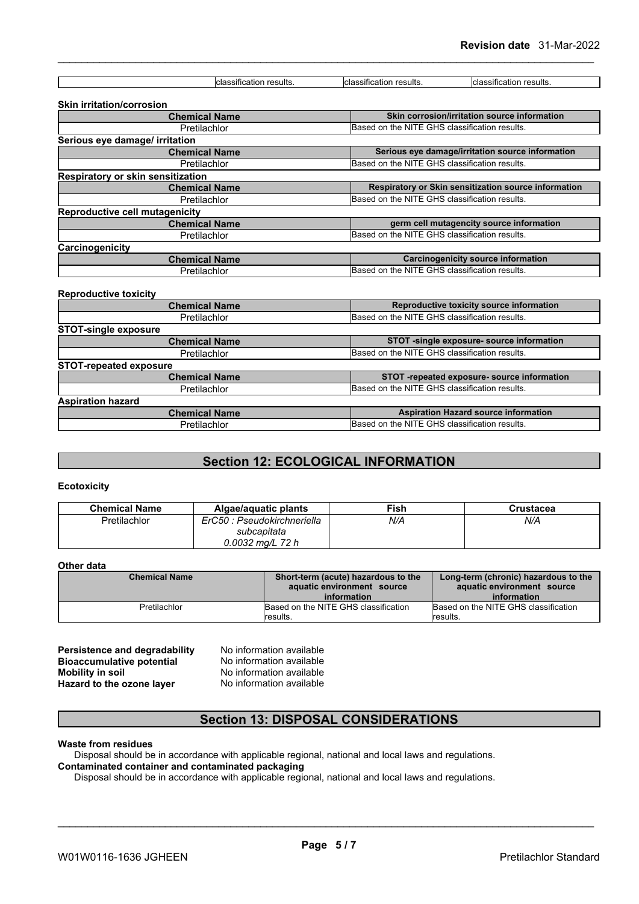| | classification results. | classification results. | classification results. |
|---|---|---|---|

**Skin irritation/corrosion**

| Chemical Name | Skin corrosion/irritation source information |
|---|---|
| Pretilachlor | Based on the NITE GHS classification results. |

**Serious eye damage/ irritation**

| Chemical Name | Serious eye damage/irritation source information |
|---|---|
| Pretilachlor | Based on the NITE GHS classification results. |

**Respiratory or skin sensitization**

| Chemical Name | Respiratory or Skin sensitization source information |
|---|---|
| Pretilachlor | Based on the NITE GHS classification results. |

**Reproductive cell mutagenicity**

| Chemical Name | germ cell mutagencity source information |
|---|---|
| Pretilachlor | Based on the NITE GHS classification results. |

**Carcinogenicity**

| Chemical Name | Carcinogenicity source information |
|---|---|
| Pretilachlor | Based on the NITE GHS classification results. |

**Reproductive toxicity**

| Chemical Name | Reproductive toxicity source information |
|---|---|
| Pretilachlor | Based on the NITE GHS classification results. |

**STOT-single exposure**

| Chemical Name | STOT -single exposure- source information |
|---|---|
| Pretilachlor | Based on the NITE GHS classification results. |

**STOT-repeated exposure**

| Chemical Name | STOT -repeated exposure- source information |
|---|---|
| Pretilachlor | Based on the NITE GHS classification results. |

**Aspiration hazard**

| Chemical Name | Aspiration Hazard source information |
|---|---|
| Pretilachlor | Based on the NITE GHS classification results. |

## Section 12: ECOLOGICAL INFORMATION

**Ecotoxicity**

| Chemical Name | Algae/aquatic plants | Fish | Crustacea |
|---|---|---|---|
| Pretilachlor | *ErC50 : Pseudokirchneriella subcapitata 0.0032 mg/L 72 h* | *N/A* | *N/A* |

**Other data**

| Chemical Name | Short-term (acute) hazardous to the aquatic environment source information | Long-term (chronic) hazardous to the aquatic environment source information |
|---|---|---|
| Pretilachlor | Based on the NITE GHS classification results. | Based on the NITE GHS classification results. |

**Persistence and degradability** No information available
**Bioaccumulative potential** No information available
**Mobility in soil** No information available
**Hazard to the ozone layer** No information available

## Section 13: DISPOSAL CONSIDERATIONS

**Waste from residues**
Disposal should be in accordance with applicable regional, national and local laws and regulations.
**Contaminated container and contaminated packaging**
Disposal should be in accordance with applicable regional, national and local laws and regulations.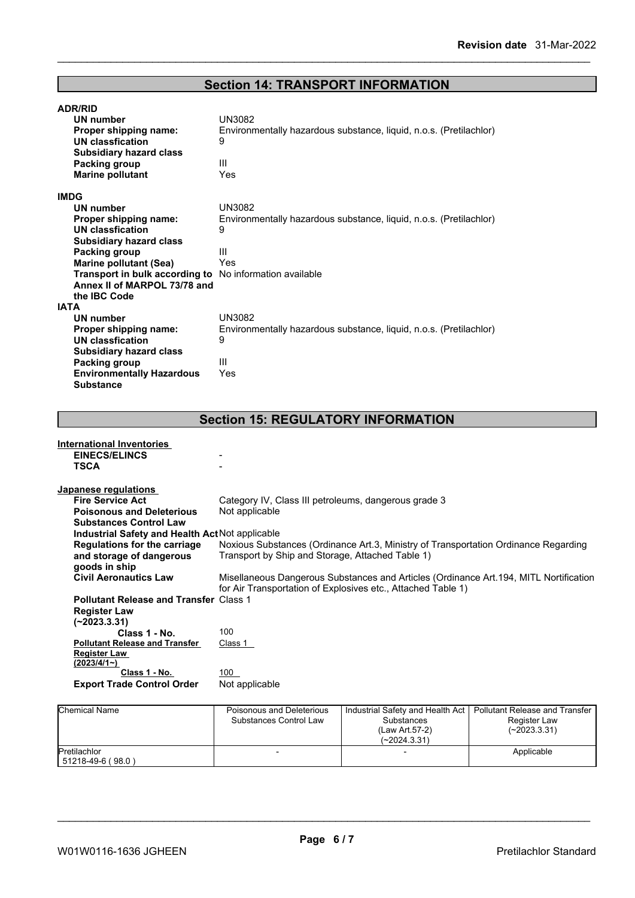## Section 14: TRANSPORT INFORMATION

**ADR/RID**

| | |
|---|---|
| **UN number** | UN3082 |
| **Proper shipping name:** | Environmentally hazardous substance, liquid, n.o.s. (Pretilachlor) |
| **UN classfication** | 9 |
| **Subsidiary hazard class** | |
| **Packing group** | III |
| **Marine pollutant** | Yes |

**IMDG**

| | |
|---|---|
| **UN number** | UN3082 |
| **Proper shipping name:** | Environmentally hazardous substance, liquid, n.o.s. (Pretilachlor) |
| **UN classfication** | 9 |
| **Subsidiary hazard class** | |
| **Packing group** | III |
| **Marine pollutant (Sea)** | Yes |
| **Transport in bulk according to Annex II of MARPOL 73/78 and the IBC Code** | No information available |

**IATA**

| | |
|---|---|
| **UN number** | UN3082 |
| **Proper shipping name:** | Environmentally hazardous substance, liquid, n.o.s. (Pretilachlor) |
| **UN classfication** | 9 |
| **Subsidiary hazard class** | |
| **Packing group** | III |
| **Environmentally Hazardous Substance** | Yes |

## Section 15: REGULATORY INFORMATION

**International Inventories**

| | |
|---|---|
| **EINECS/ELINCS** | - |
| **TSCA** | - |

**Japanese regulations**

| | |
|---|---|
| **Fire Service Act** | Category IV, Class III petroleums, dangerous grade 3 |
| **Poisonous and Deleterious Substances Control Law** | Not applicable |
| **Industrial Safety and Health Act** | Not applicable |
| **Regulations for the carriage and storage of dangerous goods in ship** | Noxious Substances (Ordinance Art.3, Ministry of Transportation Ordinance Regarding Transport by Ship and Storage, Attached Table 1) |
| **Civil Aeronautics Law** | Misellaneous Dangerous Substances and Articles (Ordinance Art.194, MITL Nortification for Air Transportation of Explosives etc., Attached Table 1) |
| **Pollutant Release and Transfer Register Law (~2023.3.31)** | Class 1 |
| **Class 1 - No.** | 100 |
| **Pollutant Release and Transfer Register Law (2023/4/1~)** | Class 1 |
| **Class 1 - No.** | 100 |
| **Export Trade Control Order** | Not applicable |

| Chemical Name | Poisonous and Deleterious Substances Control Law | Industrial Safety and Health Act Substances (Law Art.57-2) (~2024.3.31) | Pollutant Release and Transfer Register Law (~2023.3.31) |
|---|---|---|---|
| Pretilachlor 51218-49-6 ( 98.0 ) | - | - | Applicable |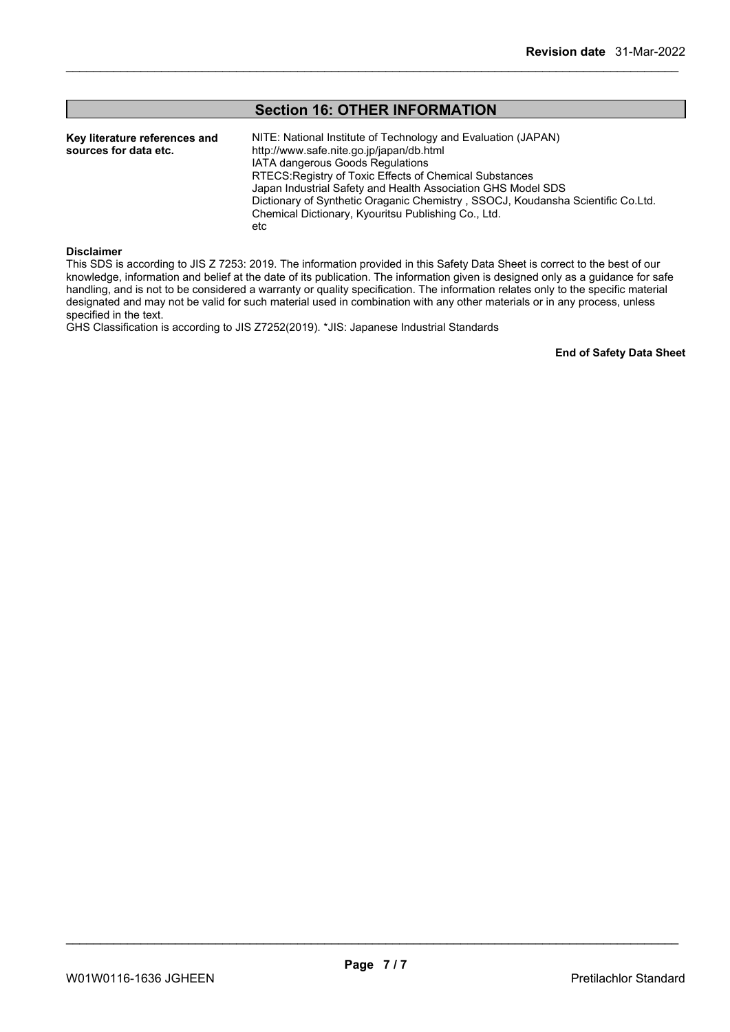## Section 16: OTHER INFORMATION

**Key literature references and sources for data etc.**

NITE: National Institute of Technology and Evaluation (JAPAN)
http://www.safe.nite.go.jp/japan/db.html
IATA dangerous Goods Regulations
RTECS:Registry of Toxic Effects of Chemical Substances
Japan Industrial Safety and Health Association GHS Model SDS
Dictionary of Synthetic Oraganic Chemistry , SSOCJ, Koudansha Scientific Co.Ltd.
Chemical Dictionary, Kyouritsu Publishing Co., Ltd.
etc

**Disclaimer**

This SDS is according to JIS Z 7253: 2019. The information provided in this Safety Data Sheet is correct to the best of our knowledge, information and belief at the date of its publication. The information given is designed only as a guidance for safe handling, and is not to be considered a warranty or quality specification. The information relates only to the specific material designated and may not be valid for such material used in combination with any other materials or in any process, unless specified in the text.

GHS Classification is according to JIS Z7252(2019). *JIS: Japanese Industrial Standards

**End of Safety Data Sheet**